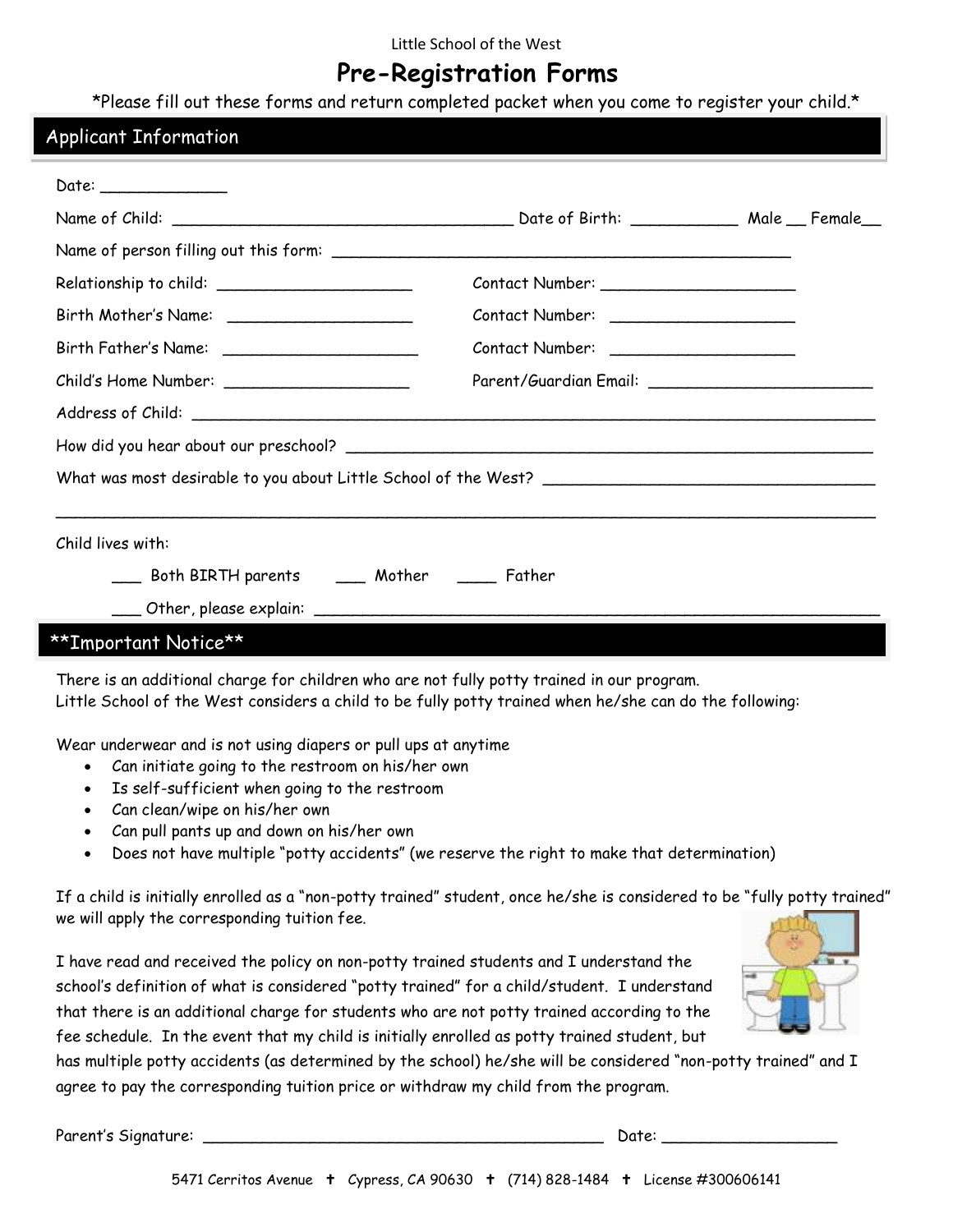Little School of the West

# Pre-Registration Forms

*Please fill out these forms and return completed packet when you come to register your child.*

## Applicant Information

Date: _____________

Name of Child: ___________________________________ Date of Birth: ___________ Male __ Female__

Name of person filling out this form: ________________________________________________

Relationship to child: ____________________ Contact Number: ____________________

Birth Mother's Name: ___________________ Contact Number: ___________________

Birth Father's Name: ____________________ Contact Number: ___________________

Child's Home Number: ___________________ Parent/Guardian Email: _______________________

Address of Child: ____________________________________________________________________

How did you hear about our preschool? ____________________________________________________

What was most desirable to you about Little School of the West? __________________________________

_____________________________________________________________________________________

Child lives with:

___ Both BIRTH parents ___ Mother ____ Father

___ Other, please explain: ________________________________________________________

## **Important Notice**

There is an additional charge for children who are not fully potty trained in our program.
Little School of the West considers a child to be fully potty trained when he/she can do the following:

Wear underwear and is not using diapers or pull ups at anytime

- Can initiate going to the restroom on his/her own
- Is self-sufficient when going to the restroom
- Can clean/wipe on his/her own
- Can pull pants up and down on his/her own
- Does not have multiple "potty accidents" (we reserve the right to make that determination)

If a child is initially enrolled as a "non-potty trained" student, once he/she is considered to be "fully potty trained" we will apply the corresponding tuition fee.

I have read and received the policy on non-potty trained students and I understand the school's definition of what is considered "potty trained" for a child/student. I understand that there is an additional charge for students who are not potty trained according to the fee schedule. In the event that my child is initially enrolled as potty trained student, but has multiple potty accidents (as determined by the school) he/she will be considered "non-potty trained" and I agree to pay the corresponding tuition price or withdraw my child from the program.

Parent's Signature: ____________________________________________ Date: __________________

5471 Cerritos Avenue ✝ Cypress, CA 90630 ✝ (714) 828-1484 ✝ License #300606141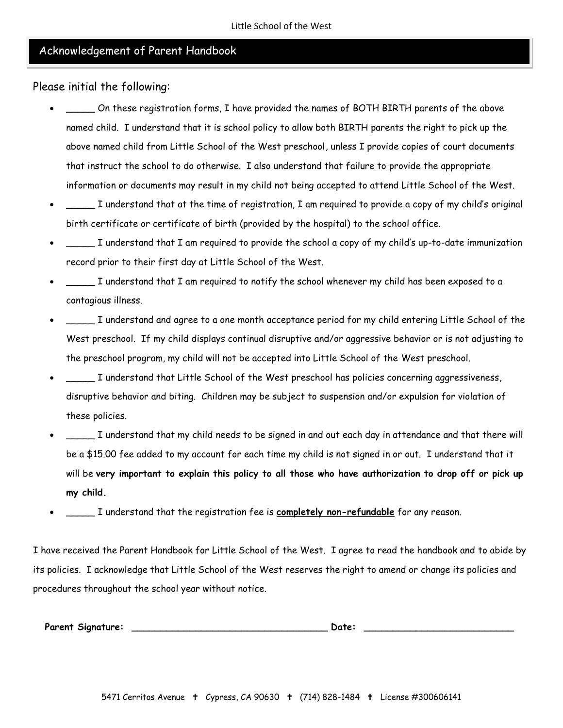## Acknowledgement of Parent Handbook

Please initial the following:

- _____ On these registration forms, I have provided the names of BOTH BIRTH parents of the above named child. I understand that it is school policy to allow both BIRTH parents the right to pick up the above named child from Little School of the West preschool, unless I provide copies of court documents that instruct the school to do otherwise. I also understand that failure to provide the appropriate information or documents may result in my child not being accepted to attend Little School of the West.
- _____ I understand that at the time of registration, I am required to provide a copy of my child's original birth certificate or certificate of birth (provided by the hospital) to the school office.
- _____ I understand that I am required to provide the school a copy of my child's up-to-date immunization record prior to their first day at Little School of the West.
- _____ I understand that I am required to notify the school whenever my child has been exposed to a contagious illness.
- _____ I understand and agree to a one month acceptance period for my child entering Little School of the West preschool. If my child displays continual disruptive and/or aggressive behavior or is not adjusting to the preschool program, my child will not be accepted into Little School of the West preschool.
- _____ I understand that Little School of the West preschool has policies concerning aggressiveness, disruptive behavior and biting. Children may be subject to suspension and/or expulsion for violation of these policies.
- _____ I understand that my child needs to be signed in and out each day in attendance and that there will be a $15.00 fee added to my account for each time my child is not signed in or out. I understand that it will be **very important to explain this policy to all those who have authorization to drop off or pick up my child.**
- _____ I understand that the registration fee is **completely non-refundable** for any reason.

I have received the Parent Handbook for Little School of the West. I agree to read the handbook and to abide by its policies. I acknowledge that Little School of the West reserves the right to amend or change its policies and procedures throughout the school year without notice.

**Parent Signature:** ___________________________________ **Date:** ___________________________

5471 Cerritos Avenue ✝ Cypress, CA 90630 ✝ (714) 828-1484 ✝ License #300606141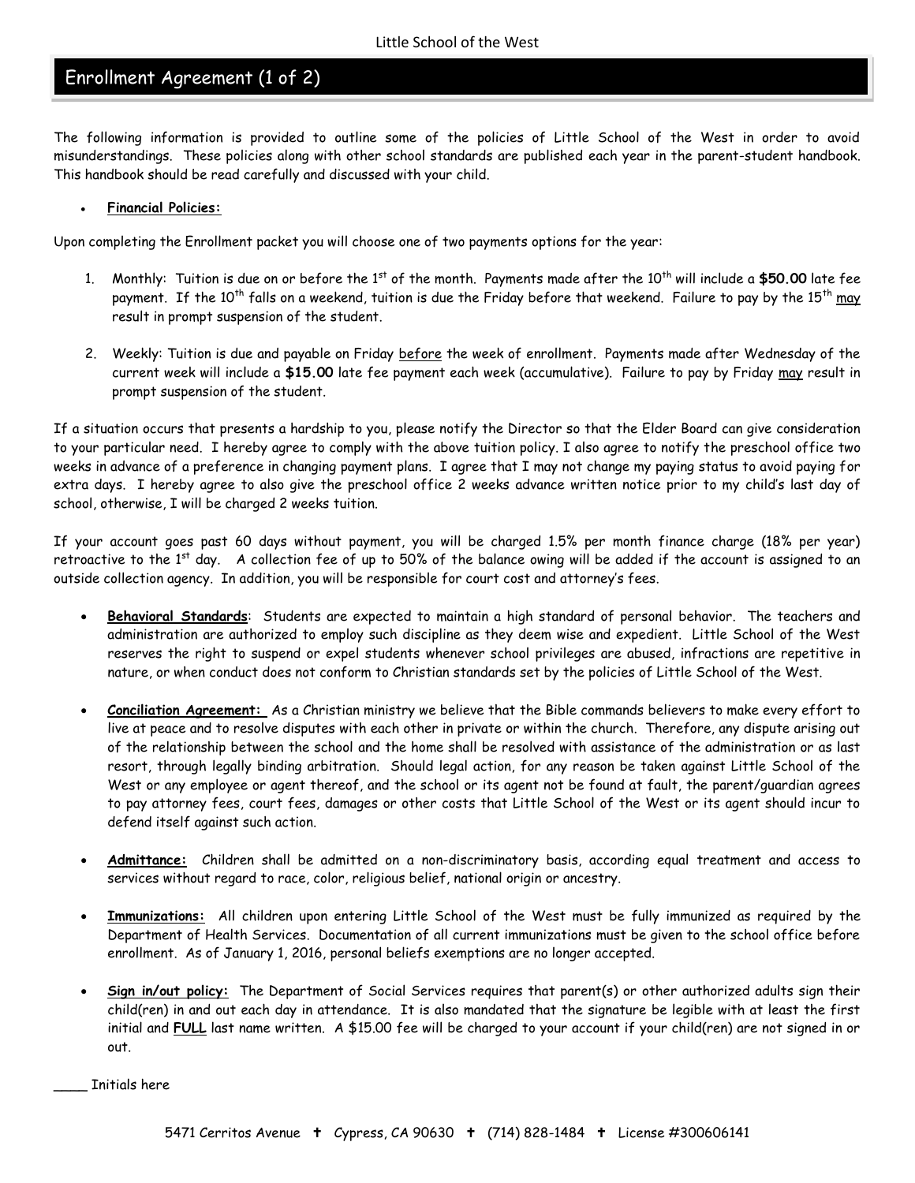## Enrollment Agreement (1 of 2)

The following information is provided to outline some of the policies of Little School of the West in order to avoid misunderstandings. These policies along with other school standards are published each year in the parent-student handbook. This handbook should be read carefully and discussed with your child.

- **Financial Policies:**

Upon completing the Enrollment packet you will choose one of two payments options for the year:

1. Monthly: Tuition is due on or before the 1st of the month. Payments made after the 10th will include a **$50.00** late fee payment. If the 10th falls on a weekend, tuition is due the Friday before that weekend. Failure to pay by the 15th may result in prompt suspension of the student.

2. Weekly: Tuition is due and payable on Friday before the week of enrollment. Payments made after Wednesday of the current week will include a **$15.00** late fee payment each week (accumulative). Failure to pay by Friday may result in prompt suspension of the student.

If a situation occurs that presents a hardship to you, please notify the Director so that the Elder Board can give consideration to your particular need. I hereby agree to comply with the above tuition policy. I also agree to notify the preschool office two weeks in advance of a preference in changing payment plans. I agree that I may not change my paying status to avoid paying for extra days. I hereby agree to also give the preschool office 2 weeks advance written notice prior to my child's last day of school, otherwise, I will be charged 2 weeks tuition.

If your account goes past 60 days without payment, you will be charged 1.5% per month finance charge (18% per year) retroactive to the 1st day. A collection fee of up to 50% of the balance owing will be added if the account is assigned to an outside collection agency. In addition, you will be responsible for court cost and attorney's fees.

- **Behavioral Standards**: Students are expected to maintain a high standard of personal behavior. The teachers and administration are authorized to employ such discipline as they deem wise and expedient. Little School of the West reserves the right to suspend or expel students whenever school privileges are abused, infractions are repetitive in nature, or when conduct does not conform to Christian standards set by the policies of Little School of the West.

- **Conciliation Agreement:** As a Christian ministry we believe that the Bible commands believers to make every effort to live at peace and to resolve disputes with each other in private or within the church. Therefore, any dispute arising out of the relationship between the school and the home shall be resolved with assistance of the administration or as last resort, through legally binding arbitration. Should legal action, for any reason be taken against Little School of the West or any employee or agent thereof, and the school or its agent not be found at fault, the parent/guardian agrees to pay attorney fees, court fees, damages or other costs that Little School of the West or its agent should incur to defend itself against such action.

- **Admittance:** Children shall be admitted on a non-discriminatory basis, according equal treatment and access to services without regard to race, color, religious belief, national origin or ancestry.

- **Immunizations:** All children upon entering Little School of the West must be fully immunized as required by the Department of Health Services. Documentation of all current immunizations must be given to the school office before enrollment. As of January 1, 2016, personal beliefs exemptions are no longer accepted.

- **Sign in/out policy:** The Department of Social Services requires that parent(s) or other authorized adults sign their child(ren) in and out each day in attendance. It is also mandated that the signature be legible with at least the first initial and **FULL** last name written. A $15.00 fee will be charged to your account if your child(ren) are not signed in or out.

____ Initials here

5471 Cerritos Avenue ✝ Cypress, CA 90630 ✝ (714) 828-1484 ✝ License #300606141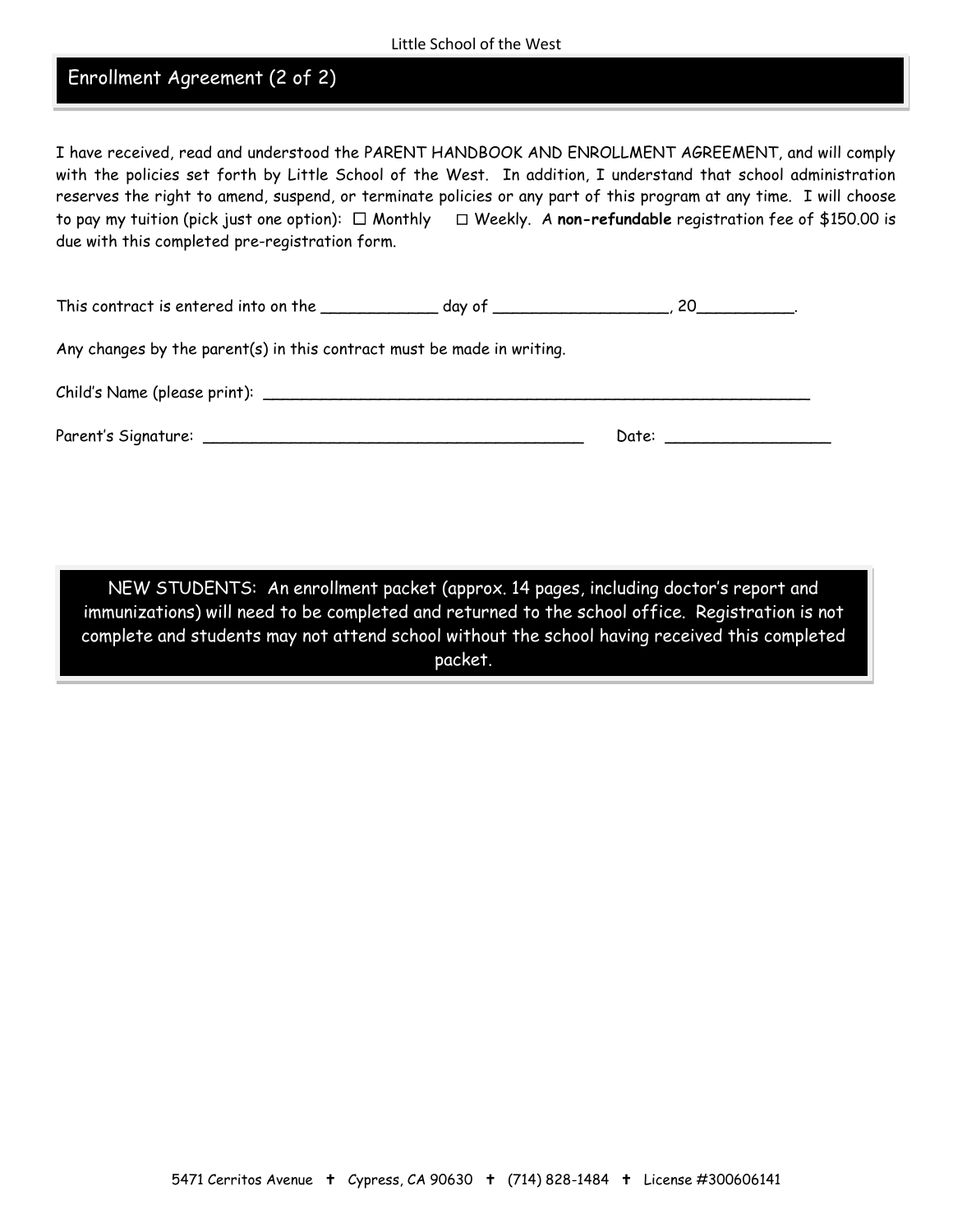## Enrollment Agreement (2 of 2)

I have received, read and understood the PARENT HANDBOOK AND ENROLLMENT AGREEMENT, and will comply with the policies set forth by Little School of the West. In addition, I understand that school administration reserves the right to amend, suspend, or terminate policies or any part of this program at any time. I will choose to pay my tuition (pick just one option): ☐ Monthly ☐ Weekly. A **non-refundable** registration fee of $150.00 is due with this completed pre-registration form.

This contract is entered into on the ____________ day of __________________, 20__________.

Any changes by the parent(s) in this contract must be made in writing.

Child's Name (please print): ____________________________________________________________

Parent's Signature: ________________________________________ Date: _________________

NEW STUDENTS: An enrollment packet (approx. 14 pages, including doctor's report and immunizations) will need to be completed and returned to the school office. Registration is not complete and students may not attend school without the school having received this completed packet.

5471 Cerritos Avenue ✝ Cypress, CA 90630 ✝ (714) 828-1484 ✝ License #300606141